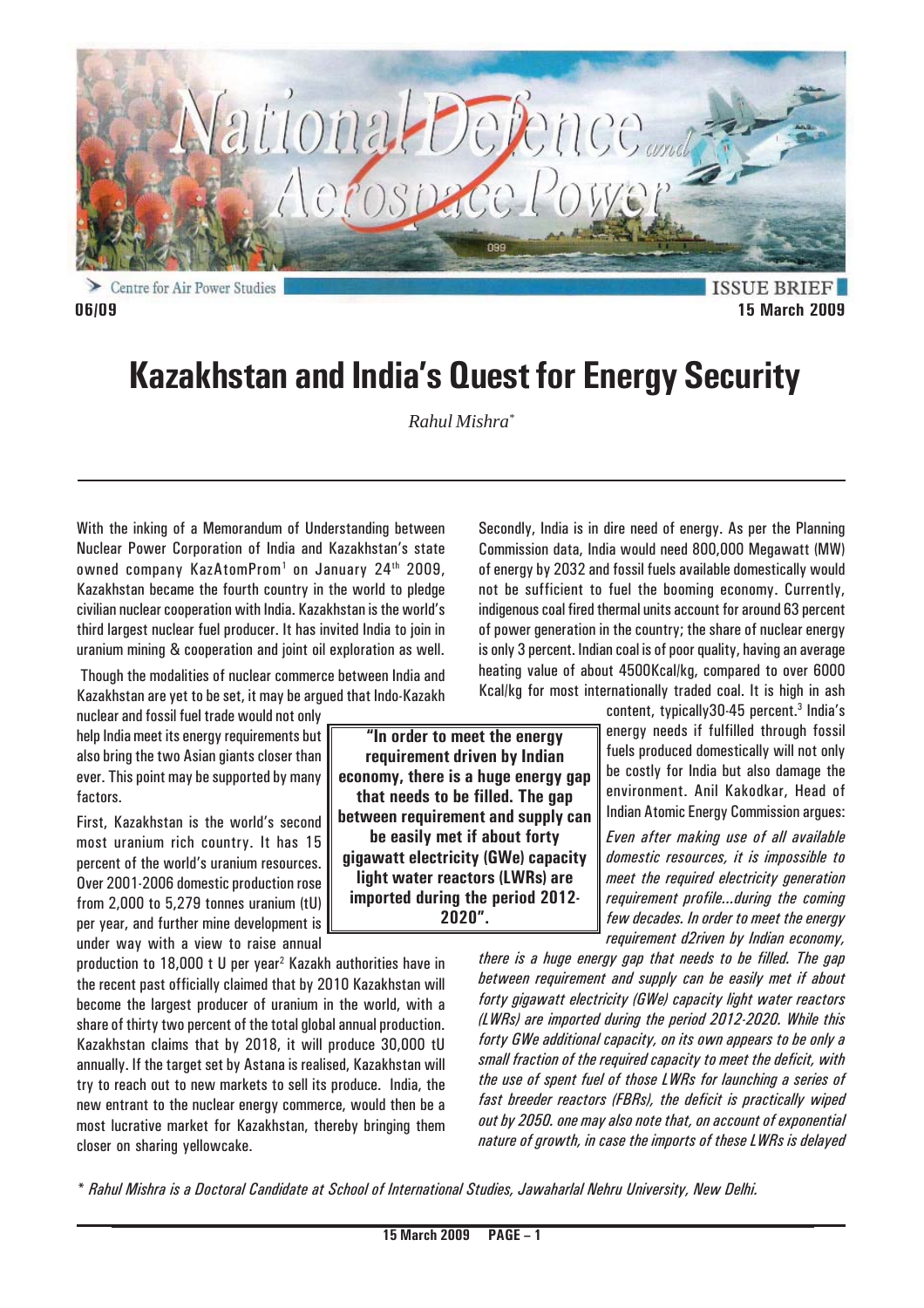# Kazakhstan and India's Quest for Energy Security

*Rahul Mishra\**

With the inking of a Memorandum of Understanding between Nuclear Power Corporation of India and Kazakhstan's state owned company KazAtomProm[1] on January 24th 2009, Kazakhstan became the fourth country in the world to pledge civilian nuclear cooperation with India. Kazakhstan is the world's third largest nuclear fuel producer. It has invited India to join in uranium mining & cooperation and joint oil exploration as well.

Though the modalities of nuclear commerce between India and Kazakhstan are yet to be set, it may be argued that Indo-Kazakh nuclear and fossil fuel trade would not only help India meet its energy requirements but also bring the two Asian giants closer than ever. This point may be supported by many factors.

First, Kazakhstan is the world's second most uranium rich country. It has 15 percent of the world's uranium resources. Over 2001-2006 domestic production rose from 2,000 to 5,279 tonnes uranium (tU) per year, and further mine development is under way with a view to raise annual production to 18,000 t U per year[2] Kazakh authorities have in the recent past officially claimed that by 2010 Kazakhstan will become the largest producer of uranium in the world, with a share of thirty two percent of the total global annual production. Kazakhstan claims that by 2018, it will produce 30,000 tU annually. If the target set by Astana is realised, Kazakhstan will try to reach out to new markets to sell its produce. India, the new entrant to the nuclear energy commerce, would then be a most lucrative market for Kazakhstan, thereby bringing them closer on sharing yellowcake.

**"In order to meet the energy requirement driven by Indian economy, there is a huge energy gap that needs to be filled. The gap between requirement and supply can be easily met if about forty gigawatt electricity (GWe) capacity light water reactors (LWRs) are imported during the period 2012-2020".**

Secondly, India is in dire need of energy. As per the Planning Commission data, India would need 800,000 Megawatt (MW) of energy by 2032 and fossil fuels available domestically would not be sufficient to fuel the booming economy. Currently, indigenous coal fired thermal units account for around 63 percent of power generation in the country; the share of nuclear energy is only 3 percent. Indian coal is of poor quality, having an average heating value of about 4500Kcal/kg, compared to over 6000 Kcal/kg for most internationally traded coal. It is high in ash content, typically30-45 percent.[3] India's energy needs if fulfilled through fossil fuels produced domestically will not only be costly for India but also damage the environment. Anil Kakodkar, Head of Indian Atomic Energy Commission argues:

*Even after making use of all available domestic resources, it is impossible to meet the required electricity generation requirement profile...during the coming few decades. In order to meet the energy requirement d2riven by Indian economy, there is a huge energy gap that needs to be filled. The gap between requirement and supply can be easily met if about forty gigawatt electricity (GWe) capacity light water reactors (LWRs) are imported during the period 2012-2020. While this forty GWe additional capacity, on its own appears to be only a small fraction of the required capacity to meet the deficit, with the use of spent fuel of those LWRs for launching a series of fast breeder reactors (FBRs), the deficit is practically wiped out by 2050. one may also note that, on account of exponential nature of growth, in case the imports of these LWRs is delayed*

*\* Rahul Mishra is a Doctoral Candidate at School of International Studies, Jawaharlal Nehru University, New Delhi.*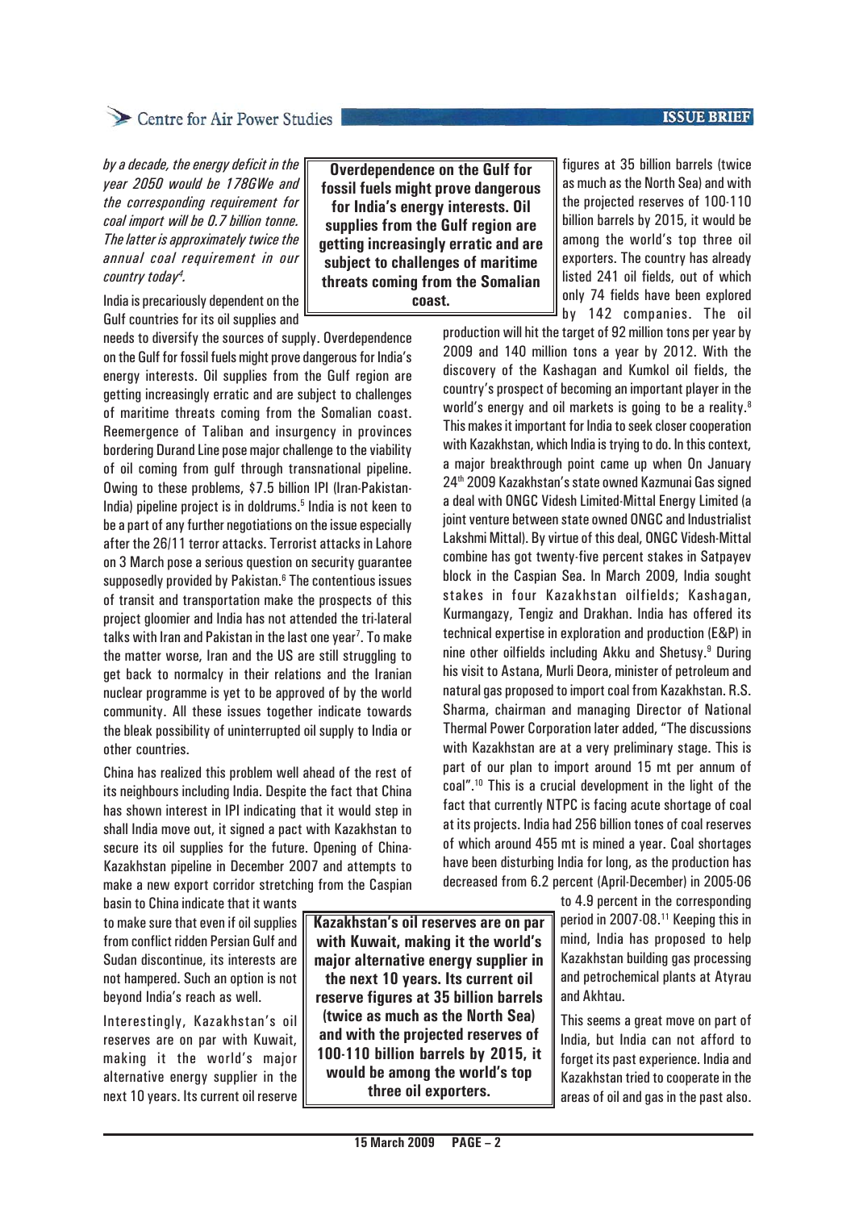*by a decade, the energy deficit in the year 2050 would be 178GWe and the corresponding requirement for coal import will be 0.7 billion tonne. The latter is approximately twice the annual coal requirement in our country today[4].*

India is precariously dependent on the Gulf countries for its oil supplies and needs to diversify the sources of supply. Overdependence on the Gulf for fossil fuels might prove dangerous for India's energy interests. Oil supplies from the Gulf region are getting increasingly erratic and are subject to challenges of maritime threats coming from the Somalian coast. Reemergence of Taliban and insurgency in provinces bordering Durand Line pose major challenge to the viability of oil coming from gulf through transnational pipeline. Owing to these problems, $7.5 billion IPI (Iran-Pakistan-India) pipeline project is in doldrums.[5] India is not keen to be a part of any further negotiations on the issue especially after the 26/11 terror attacks. Terrorist attacks in Lahore on 3 March pose a serious question on security guarantee supposedly provided by Pakistan.[6] The contentious issues of transit and transportation make the prospects of this project gloomier and India has not attended the tri-lateral talks with Iran and Pakistan in the last one year[7]. To make the matter worse, Iran and the US are still struggling to get back to normalcy in their relations and the Iranian nuclear programme is yet to be approved of by the world community. All these issues together indicate towards the bleak possibility of uninterrupted oil supply to India or other countries.

**Overdependence on the Gulf for fossil fuels might prove dangerous for India's energy interests. Oil supplies from the Gulf region are getting increasingly erratic and are subject to challenges of maritime threats coming from the Somalian coast.**

China has realized this problem well ahead of the rest of its neighbours including India. Despite the fact that China has shown interest in IPI indicating that it would step in shall India move out, it signed a pact with Kazakhstan to secure its oil supplies for the future. Opening of China-Kazakhstan pipeline in December 2007 and attempts to make a new export corridor stretching from the Caspian basin to China indicate that it wants to make sure that even if oil supplies from conflict ridden Persian Gulf and Sudan discontinue, its interests are not hampered. Such an option is not beyond India's reach as well.

Interestingly, Kazakhstan's oil reserves are on par with Kuwait, making it the world's major alternative energy supplier in the next 10 years. Its current oil reserve figures at 35 billion barrels (twice as much as the North Sea) and with the projected reserves of 100-110 billion barrels by 2015, it would be among the world's top three oil exporters. The country has already listed 241 oil fields, out of which only 74 fields have been explored by 142 companies. The oil production will hit the target of 92 million tons per year by 2009 and 140 million tons a year by 2012. With the discovery of the Kashagan and Kumkol oil fields, the country's prospect of becoming an important player in the world's energy and oil markets is going to be a reality.[8] This makes it important for India to seek closer cooperation with Kazakhstan, which India is trying to do. In this context, a major breakthrough point came up when On January 24th 2009 Kazakhstan's state owned Kazmunai Gas signed a deal with ONGC Videsh Limited-Mittal Energy Limited (a joint venture between state owned ONGC and Industrialist Lakshmi Mittal). By virtue of this deal, ONGC Videsh-Mittal combine has got twenty-five percent stakes in Satpayev block in the Caspian Sea. In March 2009, India sought stakes in four Kazakhstan oilfields; Kashagan, Kurmangazy, Tengiz and Drakhan. India has offered its technical expertise in exploration and production (E&P) in nine other oilfields including Akku and Shetusy.[9] During his visit to Astana, Murli Deora, minister of petroleum and natural gas proposed to import coal from Kazakhstan. R.S. Sharma, chairman and managing Director of National Thermal Power Corporation later added, "The discussions with Kazakhstan are at a very preliminary stage. This is part of our plan to import around 15 mt per annum of coal".[10] This is a crucial development in the light of the fact that currently NTPC is facing acute shortage of coal at its projects. India had 256 billion tones of coal reserves of which around 455 mt is mined a year. Coal shortages have been disturbing India for long, as the production has decreased from 6.2 percent (April-December) in 2005-06 to 4.9 percent in the corresponding period in 2007-08.[11] Keeping this in mind, India has proposed to help Kazakhstan building gas processing and petrochemical plants at Atyrau and Akhtau.

**Kazakhstan's oil reserves are on par with Kuwait, making it the world's major alternative energy supplier in the next 10 years. Its current oil reserve figures at 35 billion barrels (twice as much as the North Sea) and with the projected reserves of 100-110 billion barrels by 2015, it would be among the world's top three oil exporters.**

This seems a great move on part of India, but India can not afford to forget its past experience. India and Kazakhstan tried to cooperate in the areas of oil and gas in the past also.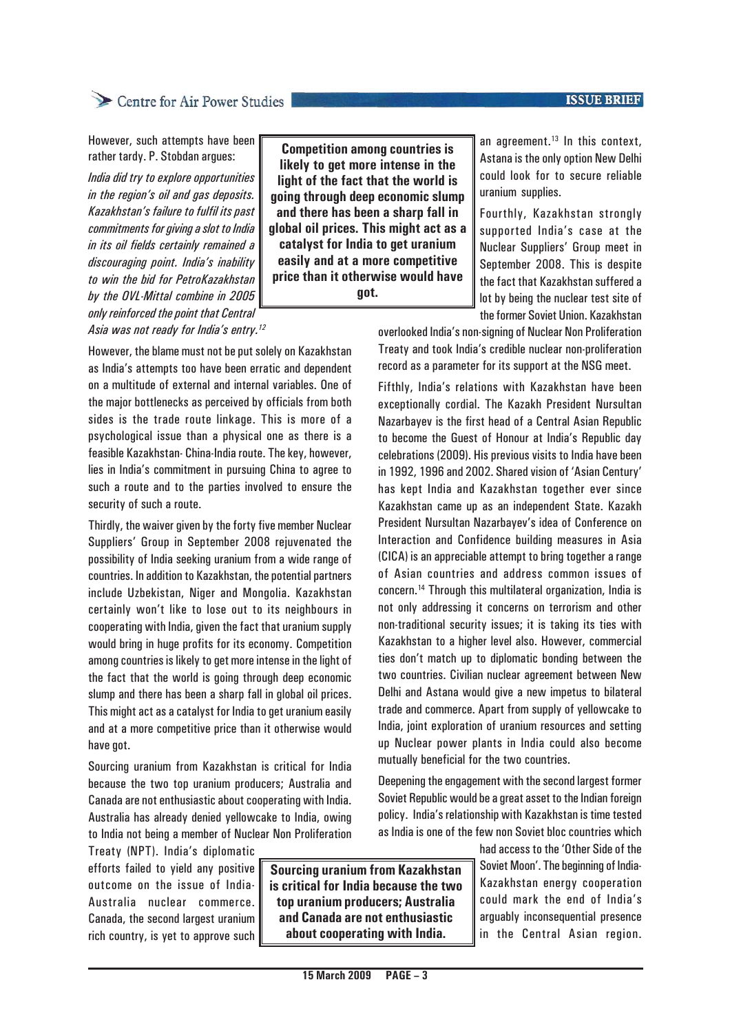However, such attempts have been rather tardy. P. Stobdan argues:

*India did try to explore opportunities in the region's oil and gas deposits. Kazakhstan's failure to fulfil its past commitments for giving a slot to India in its oil fields certainly remained a discouraging point. India's inability to win the bid for PetroKazakhstan by the OVL-Mittal combine in 2005 only reinforced the point that Central Asia was not ready for India's entry.*[12]

However, the blame must not be put solely on Kazakhstan as India's attempts too have been erratic and dependent on a multitude of external and internal variables. One of the major bottlenecks as perceived by officials from both sides is the trade route linkage. This is more of a psychological issue than a physical one as there is a feasible Kazakhstan- China-India route. The key, however, lies in India's commitment in pursuing China to agree to such a route and to the parties involved to ensure the security of such a route.

Thirdly, the waiver given by the forty five member Nuclear Suppliers' Group in September 2008 rejuvenated the possibility of India seeking uranium from a wide range of countries. In addition to Kazakhstan, the potential partners include Uzbekistan, Niger and Mongolia. Kazakhstan certainly won't like to lose out to its neighbours in cooperating with India, given the fact that uranium supply would bring in huge profits for its economy. Competition among countries is likely to get more intense in the light of the fact that the world is going through deep economic slump and there has been a sharp fall in global oil prices. This might act as a catalyst for India to get uranium easily and at a more competitive price than it otherwise would have got.

**Competition among countries is likely to get more intense in the light of the fact that the world is going through deep economic slump and there has been a sharp fall in global oil prices. This might act as a catalyst for India to get uranium easily and at a more competitive price than it otherwise would have got.**

Sourcing uranium from Kazakhstan is critical for India because the two top uranium producers; Australia and Canada are not enthusiastic about cooperating with India. Australia has already denied yellowcake to India, owing to India not being a member of Nuclear Non Proliferation Treaty (NPT). India's diplomatic efforts failed to yield any positive outcome on the issue of India-Australia nuclear commerce. Canada, the second largest uranium rich country, is yet to approve such an agreement.[13] In this context, Astana is the only option New Delhi could look for to secure reliable uranium supplies.

**Sourcing uranium from Kazakhstan is critical for India because the two top uranium producers; Australia and Canada are not enthusiastic about cooperating with India.**

Fourthly, Kazakhstan strongly supported India's case at the Nuclear Suppliers' Group meet in September 2008. This is despite the fact that Kazakhstan suffered a lot by being the nuclear test site of the former Soviet Union. Kazakhstan overlooked India's non-signing of Nuclear Non Proliferation Treaty and took India's credible nuclear non-proliferation record as a parameter for its support at the NSG meet.

Fifthly, India's relations with Kazakhstan have been exceptionally cordial. The Kazakh President Nursultan Nazarbayev is the first head of a Central Asian Republic to become the Guest of Honour at India's Republic day celebrations (2009). His previous visits to India have been in 1992, 1996 and 2002. Shared vision of 'Asian Century' has kept India and Kazakhstan together ever since Kazakhstan came up as an independent State. Kazakh President Nursultan Nazarbayev's idea of Conference on Interaction and Confidence building measures in Asia (CICA) is an appreciable attempt to bring together a range of Asian countries and address common issues of concern.[14] Through this multilateral organization, India is not only addressing it concerns on terrorism and other non-traditional security issues; it is taking its ties with Kazakhstan to a higher level also. However, commercial ties don't match up to diplomatic bonding between the two countries. Civilian nuclear agreement between New Delhi and Astana would give a new impetus to bilateral trade and commerce. Apart from supply of yellowcake to India, joint exploration of uranium resources and setting up Nuclear power plants in India could also become mutually beneficial for the two countries.

Deepening the engagement with the second largest former Soviet Republic would be a great asset to the Indian foreign policy. India's relationship with Kazakhstan is time tested as India is one of the few non Soviet bloc countries which had access to the 'Other Side of the Soviet Moon'. The beginning of India-Kazakhstan energy cooperation could mark the end of India's arguably inconsequential presence in the Central Asian region.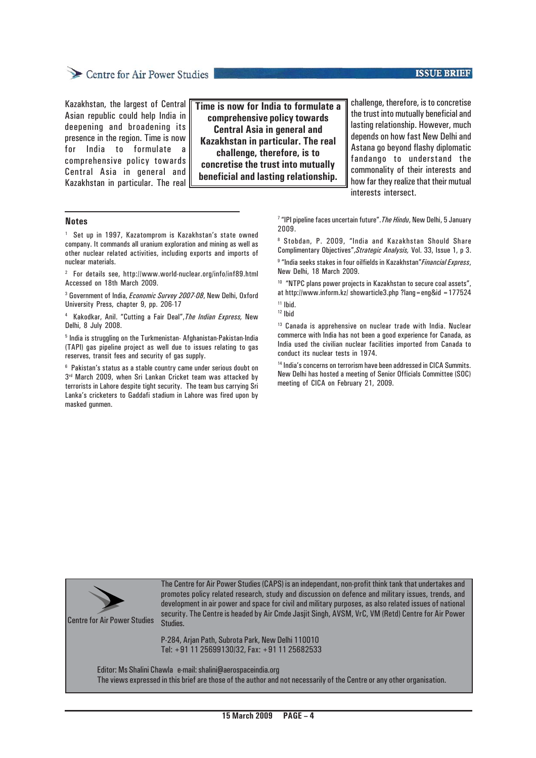Kazakhstan, the largest of Central Asian republic could help India in deepening and broadening its presence in the region. Time is now for India to formulate a comprehensive policy towards Central Asia in general and Kazakhstan in particular. The real challenge, therefore, is to concretise the trust into mutually beneficial and lasting relationship. However, much depends on how fast New Delhi and Astana go beyond flashy diplomatic fandango to understand the commonality of their interests and how far they realize that their mutual interests intersect.

**Time is now for India to formulate a comprehensive policy towards Central Asia in general and Kazakhstan in particular. The real challenge, therefore, is to concretise the trust into mutually beneficial and lasting relationship.**

## Notes

[1] Set up in 1997, Kazatomprom is Kazakhstan's state owned company. It commands all uranium exploration and mining as well as other nuclear related activities, including exports and imports of nuclear materials.

[2] For details see, http://www.world-nuclear.org/info/inf89.html Accessed on 18th March 2009.

[3] Government of India, *Economic Survey 2007-08*, New Delhi, Oxford University Press, chapter 9, pp. 206-17

[4] Kakodkar, Anil. "Cutting a Fair Deal",*The Indian Express,* New Delhi, 8 July 2008.

[5] India is struggling on the Turkmenistan- Afghanistan-Pakistan-India (TAPI) gas pipeline project as well due to issues relating to gas reserves, transit fees and security of gas supply.

[6] Pakistan's status as a stable country came under serious doubt on 3rd March 2009, when Sri Lankan Cricket team was attacked by terrorists in Lahore despite tight security. The team bus carrying Sri Lanka's cricketers to Gaddafi stadium in Lahore was fired upon by masked gunmen.

[7] "IPI pipeline faces uncertain future".*The Hindu*, New Delhi, 5 January 2009.

[8] Stobdan, P. 2009, "India and Kazakhstan Should Share Complimentary Objectives",*Strategic Analysis,* Vol. 33, Issue 1, p 3.

[9] "India seeks stakes in four oilfields in Kazakhstan"*Financial Express*, New Delhi, 18 March 2009.

[10] "NTPC plans power projects in Kazakhstan to secure coal assets", at http://www.inform.kz/ showarticle3.php ?lang=eng&id =177524

[11] Ibid.

[12] Ibid

[13] Canada is apprehensive on nuclear trade with India. Nuclear commerce with India has not been a good experience for Canada, as India used the civilian nuclear facilities imported from Canada to conduct its nuclear tests in 1974.

[14] India's concerns on terrorism have been addressed in CICA Summits. New Delhi has hosted a meeting of Senior Officials Committee (SOC) meeting of CICA on February 21, 2009.

Centre for Air Power Studies

The Centre for Air Power Studies (CAPS) is an independant, non-profit think tank that undertakes and promotes policy related research, study and discussion on defence and military issues, trends, and development in air power and space for civil and military purposes, as also related issues of national security. The Centre is headed by Air Cmde Jasjit Singh, AVSM, VrC, VM (Retd) Centre for Air Power Studies.

P-284, Arjan Path, Subrota Park, New Delhi 110010
Tel: +91 11 25699130/32, Fax: +91 11 25682533

Editor: Ms Shalini Chawla e-mail: shalini@aerospaceindia.org
The views expressed in this brief are those of the author and not necessarily of the Centre or any other organisation.